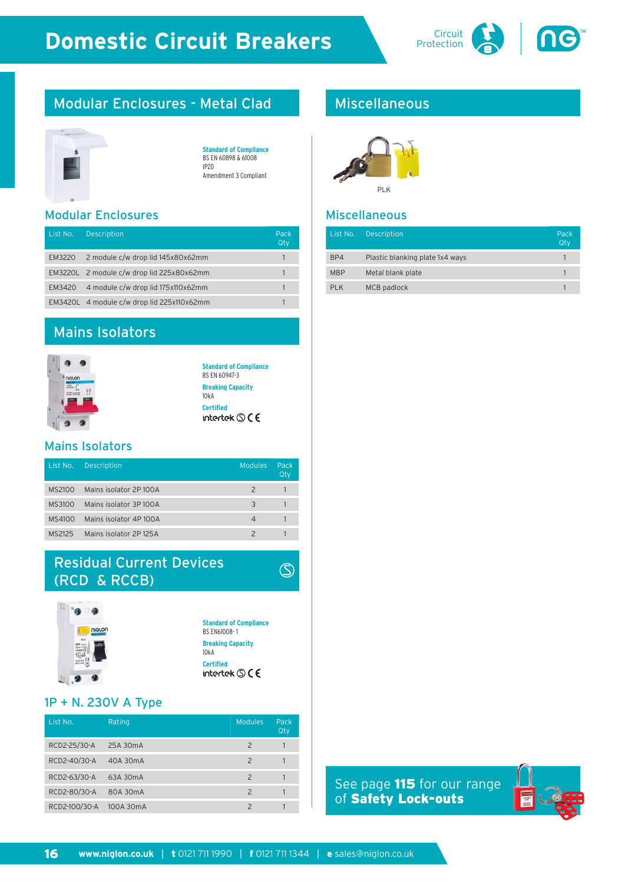# Domestic Circuit Breakers

Circuit Protection

## Modular Enclosures - Metal Clad

**Standard of Compliance**
BS EN 60898 & 61008
IP20
Amendment 3 Compliant

### Modular Enclosures

| List No. | Description | Pack Qty |
|---|---|---|
| EM3220 | 2 module c/w drop lid 145x80x62mm | 1 |
| EM3220L | 2 module c/w drop lid 225x80x62mm | 1 |
| EM3420 | 4 module c/w drop lid 175x110x62mm | 1 |
| EM3420L | 4 module c/w drop lid 225x110x62mm | 1 |

## Mains Isolators

**Standard of Compliance**
BS EN 60947-3

**Breaking Capacity**
10kA

**Certified**
intertek CE

### Mains Isolators

| List No. | Description | Modules | Pack Qty |
|---|---|---|---|
| MS2100 | Mains isolator 2P 100A | 2 | 1 |
| MS3100 | Mains isolator 3P 100A | 3 | 1 |
| MS4100 | Mains isolator 4P 100A | 4 | 1 |
| MS2125 | Mains isolator 2P 125A | 2 | 1 |

## Residual Current Devices (RCD & RCCB)

**Standard of Compliance**
BS EN61008-1

**Breaking Capacity**
10kA

**Certified**
intertek CE

### 1P + N. 230V A Type

| List No. | Rating | Modules | Pack Qty |
|---|---|---|---|
| RCD2-25/30-A | 25A 30mA | 2 | 1 |
| RCD2-40/30-A | 40A 30mA | 2 | 1 |
| RCD2-63/30-A | 63A 30mA | 2 | 1 |
| RCD2-80/30-A | 80A 30mA | 2 | 1 |
| RCD2-100/30-A | 100A 30mA | 2 | 1 |

## Miscellaneous

PLK

### Miscellaneous

| List No. | Description | Pack Qty |
|---|---|---|
| BP4 | Plastic blanking plate 1x4 ways | 1 |
| MBP | Metal blank plate | 1 |
| PLK | MCB padlock | 1 |

See page **115** for our range of **Safety Lock-outs**

**www.niglon.co.uk** | **t** 0121 711 1990 | **f** 0121 711 1344 | **e** sales@niglon.co.uk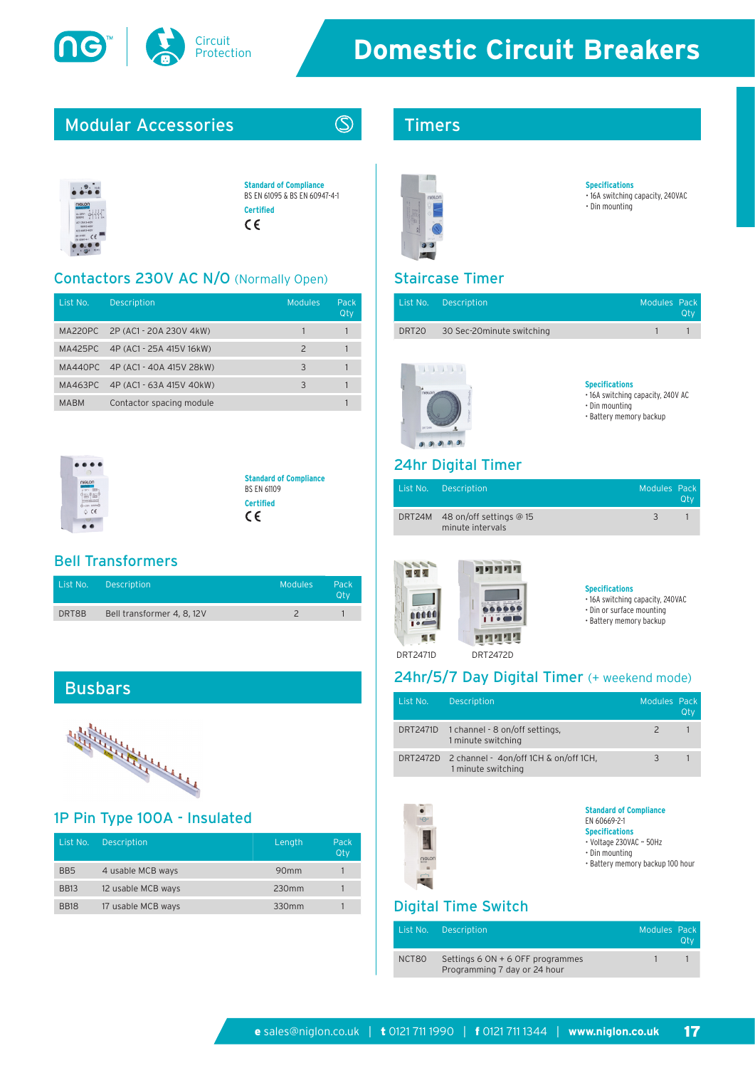# Domestic Circuit Breakers

## Modular Accessories

**Standard of Compliance**
BS EN 61095 & BS EN 60947-4-1
**Certified**
CE

### Contactors 230V AC N/O (Normally Open)

| List No. | Description | Modules | Pack Qty |
|---|---|---|---|
| MA220PC | 2P (AC1 - 20A 230V 4kW) | 1 | 1 |
| MA425PC | 4P (AC1 - 25A 415V 16kW) | 2 | 1 |
| MA440PC | 4P (AC1 - 40A 415V 28kW) | 3 | 1 |
| MA463PC | 4P (AC1 - 63A 415V 40kW) | 3 | 1 |
| MABM | Contactor spacing module | | 1 |

**Standard of Compliance**
BS EN 61109
**Certified**
CE

### Bell Transformers

| List No. | Description | Modules | Pack Qty |
|---|---|---|---|
| DRT8B | Bell transformer 4, 8, 12V | 2 | 1 |

## Busbars

### 1P Pin Type 100A - Insulated

| List No. | Description | Length | Pack Qty |
|---|---|---|---|
| BB5 | 4 usable MCB ways | 90mm | 1 |
| BB13 | 12 usable MCB ways | 230mm | 1 |
| BB18 | 17 usable MCB ways | 330mm | 1 |

## Timers

**Specifications**
- 16A switching capacity, 240VAC
- Din mounting

### Staircase Timer

| List No. | Description | Modules | Pack Qty |
|---|---|---|---|
| DRT20 | 30 Sec-20minute switching | 1 | 1 |

**Specifications**
- 16A switching capacity, 240V AC
- Din mounting
- Battery memory backup

### 24hr Digital Timer

| List No. | Description | Modules | Pack Qty |
|---|---|---|---|
| DRT24M | 48 on/off settings @ 15 minute intervals | 3 | 1 |

DRT2471D DRT2472D

**Specifications**
- 16A switching capacity, 240VAC
- Din or surface mounting
- Battery memory backup

### 24hr/5/7 Day Digital Timer (+ weekend mode)

| List No. | Description | Modules | Pack Qty |
|---|---|---|---|
| DRT2471D | 1 channel - 8 on/off settings, 1 minute switching | 2 | 1 |
| DRT2472D | 2 channel - 4on/off 1CH & on/off 1CH, 1 minute switching | 3 | 1 |

**Standard of Compliance**
EN 60669-2-1
**Specifications**
- Voltage 230VAC ~ 50Hz
- Din mounting
- Battery memory backup 100 hour

### Digital Time Switch

| List No. | Description | Modules | Pack Qty |
|---|---|---|---|
| NCT80 | Settings 6 ON + 6 OFF programmes Programming 7 day or 24 hour | 1 | 1 |

**e** sales@niglon.co.uk | **t** 0121 711 1990 | **f** 0121 711 1344 | **www.niglon.co.uk**